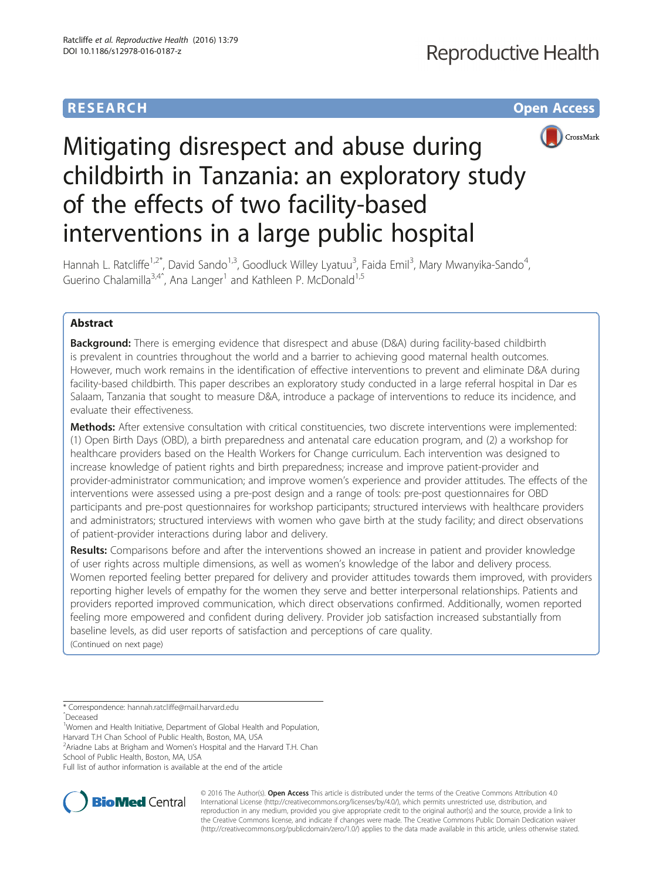RESEARCH Open Access

# Mitigating disrespect and abuse during childbirth in Tanzania: an exploratory study of the effects of two facility-based interventions in a large public hospital

Hannah L. Ratcliffe[1,2*], David Sando[1,3], Goodluck Willey Lyatuu[3], Faida Emil[3], Mary Mwanyika-Sando[4], Guerino Chalamilla[3,4^], Ana Langer[1] and Kathleen P. McDonald[1,5]

## Abstract

**Background:** There is emerging evidence that disrespect and abuse (D&A) during facility-based childbirth is prevalent in countries throughout the world and a barrier to achieving good maternal health outcomes. However, much work remains in the identification of effective interventions to prevent and eliminate D&A during facility-based childbirth. This paper describes an exploratory study conducted in a large referral hospital in Dar es Salaam, Tanzania that sought to measure D&A, introduce a package of interventions to reduce its incidence, and evaluate their effectiveness.

**Methods:** After extensive consultation with critical constituencies, two discrete interventions were implemented: (1) Open Birth Days (OBD), a birth preparedness and antenatal care education program, and (2) a workshop for healthcare providers based on the Health Workers for Change curriculum. Each intervention was designed to increase knowledge of patient rights and birth preparedness; increase and improve patient-provider and provider-administrator communication; and improve women's experience and provider attitudes. The effects of the interventions were assessed using a pre-post design and a range of tools: pre-post questionnaires for OBD participants and pre-post questionnaires for workshop participants; structured interviews with healthcare providers and administrators; structured interviews with women who gave birth at the study facility; and direct observations of patient-provider interactions during labor and delivery.

**Results:** Comparisons before and after the interventions showed an increase in patient and provider knowledge of user rights across multiple dimensions, as well as women's knowledge of the labor and delivery process. Women reported feeling better prepared for delivery and provider attitudes towards them improved, with providers reporting higher levels of empathy for the women they serve and better interpersonal relationships. Patients and providers reported improved communication, which direct observations confirmed. Additionally, women reported feeling more empowered and confident during delivery. Provider job satisfaction increased substantially from baseline levels, as did user reports of satisfaction and perceptions of care quality.

(Continued on next page)

\* Correspondence: hannah.ratcliffe@mail.harvard.edu

^Deceased

[1]Women and Health Initiative, Department of Global Health and Population, Harvard T.H Chan School of Public Health, Boston, MA, USA

[2]Ariadne Labs at Brigham and Women's Hospital and the Harvard T.H. Chan School of Public Health, Boston, MA, USA

Full list of author information is available at the end of the article

© 2016 The Author(s). **Open Access** This article is distributed under the terms of the Creative Commons Attribution 4.0 International License (http://creativecommons.org/licenses/by/4.0/), which permits unrestricted use, distribution, and reproduction in any medium, provided you give appropriate credit to the original author(s) and the source, provide a link to the Creative Commons license, and indicate if changes were made. The Creative Commons Public Domain Dedication waiver (http://creativecommons.org/publicdomain/zero/1.0/) applies to the data made available in this article, unless otherwise stated.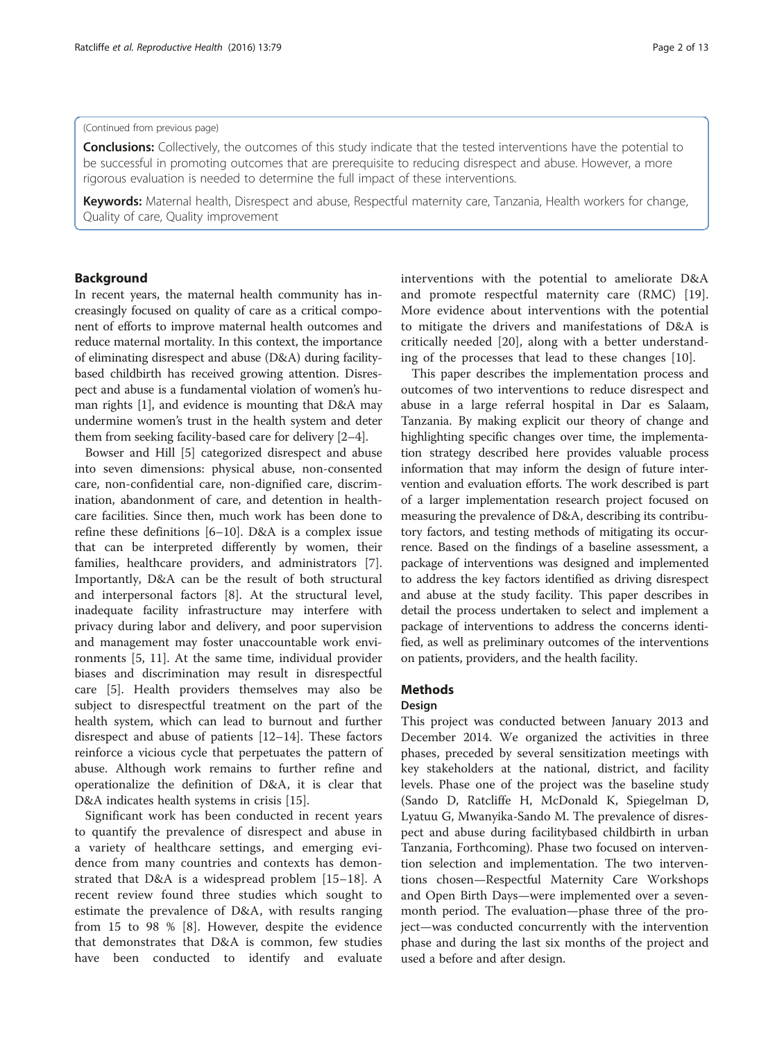(Continued from previous page)

**Conclusions:** Collectively, the outcomes of this study indicate that the tested interventions have the potential to be successful in promoting outcomes that are prerequisite to reducing disrespect and abuse. However, a more rigorous evaluation is needed to determine the full impact of these interventions.

**Keywords:** Maternal health, Disrespect and abuse, Respectful maternity care, Tanzania, Health workers for change, Quality of care, Quality improvement

## Background

In recent years, the maternal health community has increasingly focused on quality of care as a critical component of efforts to improve maternal health outcomes and reduce maternal mortality. In this context, the importance of eliminating disrespect and abuse (D&A) during facility-based childbirth has received growing attention. Disrespect and abuse is a fundamental violation of women's human rights [1], and evidence is mounting that D&A may undermine women's trust in the health system and deter them from seeking facility-based care for delivery [2–4].

Bowser and Hill [5] categorized disrespect and abuse into seven dimensions: physical abuse, non-consented care, non-confidential care, non-dignified care, discrimination, abandonment of care, and detention in healthcare facilities. Since then, much work has been done to refine these definitions [6–10]. D&A is a complex issue that can be interpreted differently by women, their families, healthcare providers, and administrators [7]. Importantly, D&A can be the result of both structural and interpersonal factors [8]. At the structural level, inadequate facility infrastructure may interfere with privacy during labor and delivery, and poor supervision and management may foster unaccountable work environments [5, 11]. At the same time, individual provider biases and discrimination may result in disrespectful care [5]. Health providers themselves may also be subject to disrespectful treatment on the part of the health system, which can lead to burnout and further disrespect and abuse of patients [12–14]. These factors reinforce a vicious cycle that perpetuates the pattern of abuse. Although work remains to further refine and operationalize the definition of D&A, it is clear that D&A indicates health systems in crisis [15].

Significant work has been conducted in recent years to quantify the prevalence of disrespect and abuse in a variety of healthcare settings, and emerging evidence from many countries and contexts has demonstrated that D&A is a widespread problem [15–18]. A recent review found three studies which sought to estimate the prevalence of D&A, with results ranging from 15 to 98 % [8]. However, despite the evidence that demonstrates that D&A is common, few studies have been conducted to identify and evaluate interventions with the potential to ameliorate D&A and promote respectful maternity care (RMC) [19]. More evidence about interventions with the potential to mitigate the drivers and manifestations of D&A is critically needed [20], along with a better understanding of the processes that lead to these changes [10].

This paper describes the implementation process and outcomes of two interventions to reduce disrespect and abuse in a large referral hospital in Dar es Salaam, Tanzania. By making explicit our theory of change and highlighting specific changes over time, the implementation strategy described here provides valuable process information that may inform the design of future intervention and evaluation efforts. The work described is part of a larger implementation research project focused on measuring the prevalence of D&A, describing its contributory factors, and testing methods of mitigating its occurrence. Based on the findings of a baseline assessment, a package of interventions was designed and implemented to address the key factors identified as driving disrespect and abuse at the study facility. This paper describes in detail the process undertaken to select and implement a package of interventions to address the concerns identified, as well as preliminary outcomes of the interventions on patients, providers, and the health facility.

## Methods

### Design

This project was conducted between January 2013 and December 2014. We organized the activities in three phases, preceded by several sensitization meetings with key stakeholders at the national, district, and facility levels. Phase one of the project was the baseline study (Sando D, Ratcliffe H, McDonald K, Spiegelman D, Lyatuu G, Mwanyika-Sando M. The prevalence of disrespect and abuse during facilitybased childbirth in urban Tanzania, Forthcoming). Phase two focused on intervention selection and implementation. The two interventions chosen—Respectful Maternity Care Workshops and Open Birth Days—were implemented over a seven-month period. The evaluation—phase three of the project—was conducted concurrently with the intervention phase and during the last six months of the project and used a before and after design.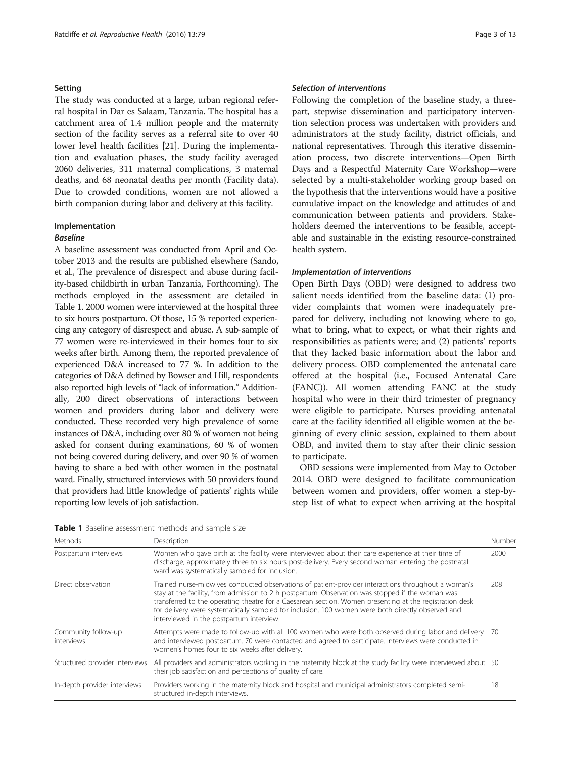## Setting

The study was conducted at a large, urban regional referral hospital in Dar es Salaam, Tanzania. The hospital has a catchment area of 1.4 million people and the maternity section of the facility serves as a referral site to over 40 lower level health facilities [21]. During the implementation and evaluation phases, the study facility averaged 2060 deliveries, 311 maternal complications, 3 maternal deaths, and 68 neonatal deaths per month (Facility data). Due to crowded conditions, women are not allowed a birth companion during labor and delivery at this facility.

## Implementation

### *Baseline*

A baseline assessment was conducted from April and October 2013 and the results are published elsewhere (Sando, et al., The prevalence of disrespect and abuse during facility-based childbirth in urban Tanzania, Forthcoming). The methods employed in the assessment are detailed in Table 1. 2000 women were interviewed at the hospital three to six hours postpartum. Of those, 15 % reported experiencing any category of disrespect and abuse. A sub-sample of 77 women were re-interviewed in their homes four to six weeks after birth. Among them, the reported prevalence of experienced D&A increased to 77 %. In addition to the categories of D&A defined by Bowser and Hill, respondents also reported high levels of "lack of information." Additionally, 200 direct observations of interactions between women and providers during labor and delivery were conducted. These recorded very high prevalence of some instances of D&A, including over 80 % of women not being asked for consent during examinations, 60 % of women not being covered during delivery, and over 90 % of women having to share a bed with other women in the postnatal ward. Finally, structured interviews with 50 providers found that providers had little knowledge of patients' rights while reporting low levels of job satisfaction.

### *Selection of interventions*

Following the completion of the baseline study, a three-part, stepwise dissemination and participatory intervention selection process was undertaken with providers and administrators at the study facility, district officials, and national representatives. Through this iterative dissemination process, two discrete interventions—Open Birth Days and a Respectful Maternity Care Workshop—were selected by a multi-stakeholder working group based on the hypothesis that the interventions would have a positive cumulative impact on the knowledge and attitudes of and communication between patients and providers. Stakeholders deemed the interventions to be feasible, acceptable and sustainable in the existing resource-constrained health system.

### *Implementation of interventions*

Open Birth Days (OBD) were designed to address two salient needs identified from the baseline data: (1) provider complaints that women were inadequately prepared for delivery, including not knowing where to go, what to bring, what to expect, or what their rights and responsibilities as patients were; and (2) patients' reports that they lacked basic information about the labor and delivery process. OBD complemented the antenatal care offered at the hospital (i.e., Focused Antenatal Care (FANC)). All women attending FANC at the study hospital who were in their third trimester of pregnancy were eligible to participate. Nurses providing antenatal care at the facility identified all eligible women at the beginning of every clinic session, explained to them about OBD, and invited them to stay after their clinic session to participate.

OBD sessions were implemented from May to October 2014. OBD were designed to facilitate communication between women and providers, offer women a step-by-step list of what to expect when arriving at the hospital

**Table 1** Baseline assessment methods and sample size

| Methods | Description | Number |
|---|---|---|
| Postpartum interviews | Women who gave birth at the facility were interviewed about their care experience at their time of discharge, approximately three to six hours post-delivery. Every second woman entering the postnatal ward was systematically sampled for inclusion. | 2000 |
| Direct observation | Trained nurse-midwives conducted observations of patient-provider interactions throughout a woman's stay at the facility, from admission to 2 h postpartum. Observation was stopped if the woman was transferred to the operating theatre for a Caesarean section. Women presenting at the registration desk for delivery were systematically sampled for inclusion. 100 women were both directly observed and interviewed in the postpartum interview. | 208 |
| Community follow-up interviews | Attempts were made to follow-up with all 100 women who were both observed during labor and delivery and interviewed postpartum. 70 were contacted and agreed to participate. Interviews were conducted in women's homes four to six weeks after delivery. | 70 |
| Structured provider interviews | All providers and administrators working in the maternity block at the study facility were interviewed about their job satisfaction and perceptions of quality of care. | 50 |
| In-depth provider interviews | Providers working in the maternity block and hospital and municipal administrators completed semi-structured in-depth interviews. | 18 |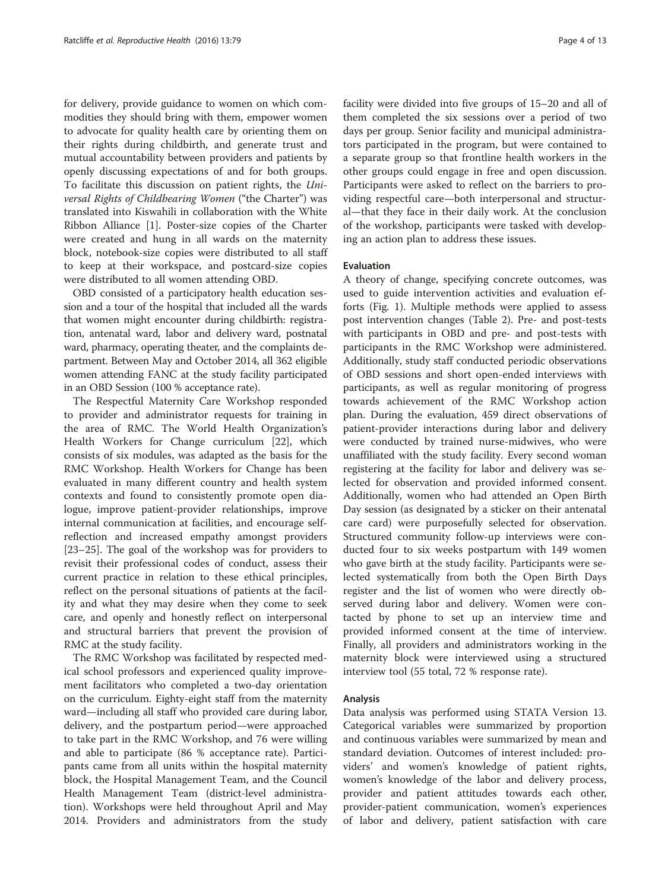for delivery, provide guidance to women on which commodities they should bring with them, empower women to advocate for quality health care by orienting them on their rights during childbirth, and generate trust and mutual accountability between providers and patients by openly discussing expectations of and for both groups. To facilitate this discussion on patient rights, the *Universal Rights of Childbearing Women* ("the Charter") was translated into Kiswahili in collaboration with the White Ribbon Alliance [1]. Poster-size copies of the Charter were created and hung in all wards on the maternity block, notebook-size copies were distributed to all staff to keep at their workspace, and postcard-size copies were distributed to all women attending OBD.

OBD consisted of a participatory health education session and a tour of the hospital that included all the wards that women might encounter during childbirth: registration, antenatal ward, labor and delivery ward, postnatal ward, pharmacy, operating theater, and the complaints department. Between May and October 2014, all 362 eligible women attending FANC at the study facility participated in an OBD Session (100 % acceptance rate).

The Respectful Maternity Care Workshop responded to provider and administrator requests for training in the area of RMC. The World Health Organization's Health Workers for Change curriculum [22], which consists of six modules, was adapted as the basis for the RMC Workshop. Health Workers for Change has been evaluated in many different country and health system contexts and found to consistently promote open dialogue, improve patient-provider relationships, improve internal communication at facilities, and encourage self-reflection and increased empathy amongst providers [23–25]. The goal of the workshop was for providers to revisit their professional codes of conduct, assess their current practice in relation to these ethical principles, reflect on the personal situations of patients at the facility and what they may desire when they come to seek care, and openly and honestly reflect on interpersonal and structural barriers that prevent the provision of RMC at the study facility.

The RMC Workshop was facilitated by respected medical school professors and experienced quality improvement facilitators who completed a two-day orientation on the curriculum. Eighty-eight staff from the maternity ward—including all staff who provided care during labor, delivery, and the postpartum period—were approached to take part in the RMC Workshop, and 76 were willing and able to participate (86 % acceptance rate). Participants came from all units within the hospital maternity block, the Hospital Management Team, and the Council Health Management Team (district-level administration). Workshops were held throughout April and May 2014. Providers and administrators from the study facility were divided into five groups of 15–20 and all of them completed the six sessions over a period of two days per group. Senior facility and municipal administrators participated in the program, but were contained to a separate group so that frontline health workers in the other groups could engage in free and open discussion. Participants were asked to reflect on the barriers to providing respectful care—both interpersonal and structural—that they face in their daily work. At the conclusion of the workshop, participants were tasked with developing an action plan to address these issues.

### Evaluation

A theory of change, specifying concrete outcomes, was used to guide intervention activities and evaluation efforts (Fig. 1). Multiple methods were applied to assess post intervention changes (Table 2). Pre- and post-tests with participants in OBD and pre- and post-tests with participants in the RMC Workshop were administered. Additionally, study staff conducted periodic observations of OBD sessions and short open-ended interviews with participants, as well as regular monitoring of progress towards achievement of the RMC Workshop action plan. During the evaluation, 459 direct observations of patient-provider interactions during labor and delivery were conducted by trained nurse-midwives, who were unaffiliated with the study facility. Every second woman registering at the facility for labor and delivery was selected for observation and provided informed consent. Additionally, women who had attended an Open Birth Day session (as designated by a sticker on their antenatal care card) were purposefully selected for observation. Structured community follow-up interviews were conducted four to six weeks postpartum with 149 women who gave birth at the study facility. Participants were selected systematically from both the Open Birth Days register and the list of women who were directly observed during labor and delivery. Women were contacted by phone to set up an interview time and provided informed consent at the time of interview. Finally, all providers and administrators working in the maternity block were interviewed using a structured interview tool (55 total, 72 % response rate).

### Analysis

Data analysis was performed using STATA Version 13. Categorical variables were summarized by proportion and continuous variables were summarized by mean and standard deviation. Outcomes of interest included: providers' and women's knowledge of patient rights, women's knowledge of the labor and delivery process, provider and patient attitudes towards each other, provider-patient communication, women's experiences of labor and delivery, patient satisfaction with care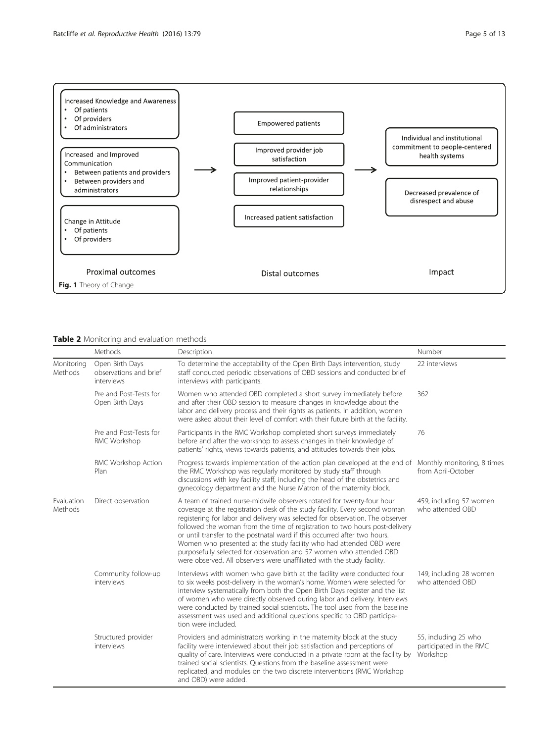Increased Knowledge and Awareness
- Of patients
- Of providers
- Of administrators

Increased and Improved Communication
- Between patients and providers
- Between providers and administrators

Change in Attitude
- Of patients
- Of providers

→

Empowered patients

Improved provider job satisfaction

Improved patient-provider relationships

Increased patient satisfaction

→

Individual and institutional commitment to people-centered health systems

Decreased prevalence of disrespect and abuse

Proximal outcomes | Distal outcomes | Impact

**Fig. 1** Theory of Change

**Table 2** Monitoring and evaluation methods

| | Methods | Description | Number |
|---|---|---|---|
| Monitoring Methods | Open Birth Days observations and brief interviews | To determine the acceptability of the Open Birth Days intervention, study staff conducted periodic observations of OBD sessions and conducted brief interviews with participants. | 22 interviews |
| | Pre and Post-Tests for Open Birth Days | Women who attended OBD completed a short survey immediately before and after their OBD session to measure changes in knowledge about the labor and delivery process and their rights as patients. In addition, women were asked about their level of comfort with their future birth at the facility. | 362 |
| | Pre and Post-Tests for RMC Workshop | Participants in the RMC Workshop completed short surveys immediately before and after the workshop to assess changes in their knowledge of patients' rights, views towards patients, and attitudes towards their jobs. | 76 |
| | RMC Workshop Action Plan | Progress towards implementation of the action plan developed at the end of the RMC Workshop was regularly monitored by study staff through discussions with key facility staff, including the head of the obstetrics and gynecology department and the Nurse Matron of the maternity block. | Monthly monitoring, 8 times from April-October |
| Evaluation Methods | Direct observation | A team of trained nurse-midwife observers rotated for twenty-four hour coverage at the registration desk of the study facility. Every second woman registering for labor and delivery was selected for observation. The observer followed the woman from the time of registration to two hours post-delivery or until transfer to the postnatal ward if this occurred after two hours. Women who presented at the study facility who had attended OBD were purposefully selected for observation and 57 women who attended OBD were observed. All observers were unaffiliated with the study facility. | 459, including 57 women who attended OBD |
| | Community follow-up interviews | Interviews with women who gave birth at the facility were conducted four to six weeks post-delivery in the woman's home. Women were selected for interview systematically from both the Open Birth Days register and the list of women who were directly observed during labor and delivery. Interviews were conducted by trained social scientists. The tool used from the baseline assessment was used and additional questions specific to OBD participation were included. | 149, including 28 women who attended OBD |
| | Structured provider interviews | Providers and administrators working in the maternity block at the study facility were interviewed about their job satisfaction and perceptions of quality of care. Interviews were conducted in a private room at the facility by trained social scientists. Questions from the baseline assessment were replicated, and modules on the two discrete interventions (RMC Workshop and OBD) were added. | 55, including 25 who participated in the RMC Workshop |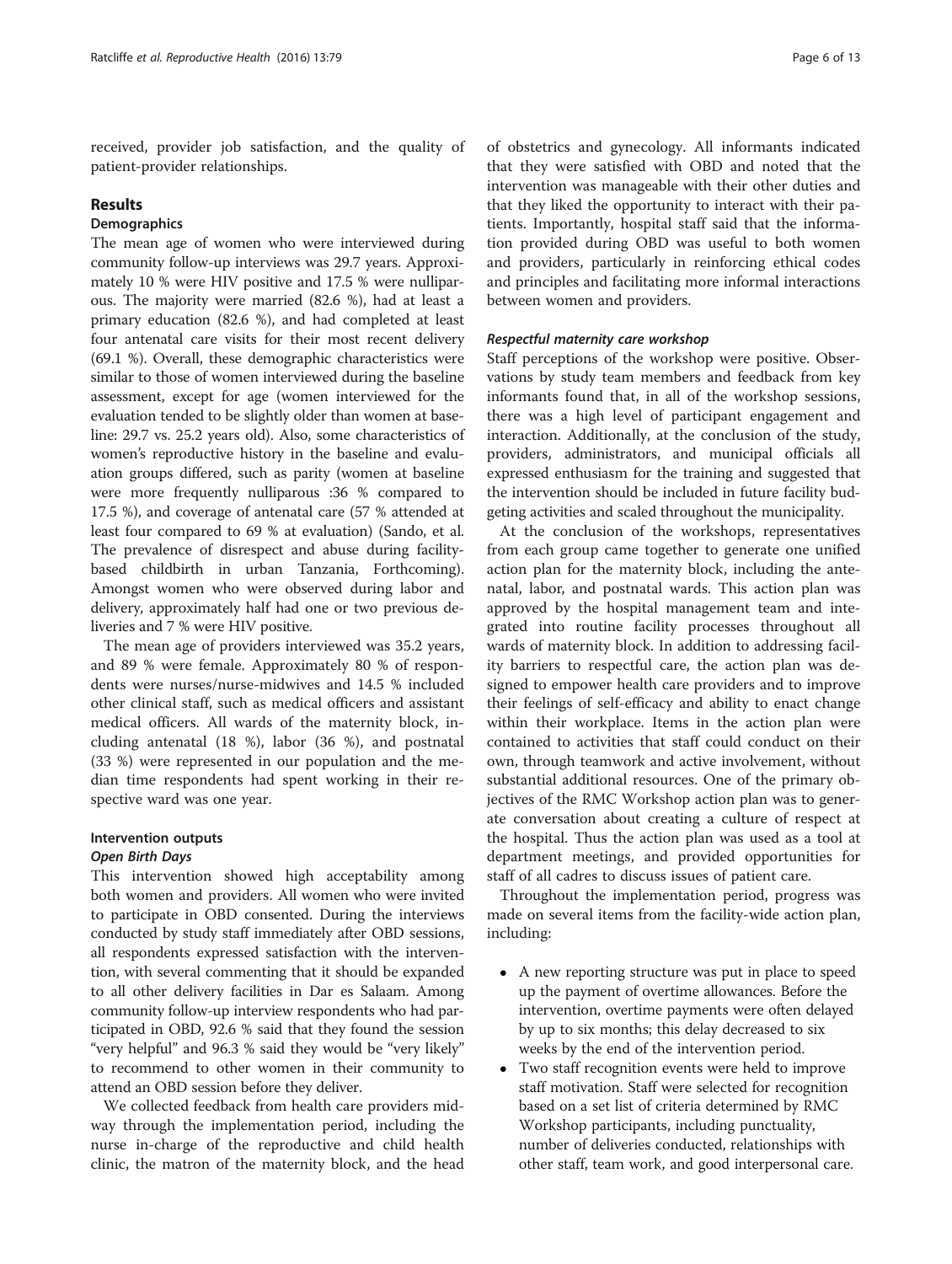received, provider job satisfaction, and the quality of patient-provider relationships.

## Results

### Demographics

The mean age of women who were interviewed during community follow-up interviews was 29.7 years. Approximately 10 % were HIV positive and 17.5 % were nulliparous. The majority were married (82.6 %), had at least a primary education (82.6 %), and had completed at least four antenatal care visits for their most recent delivery (69.1 %). Overall, these demographic characteristics were similar to those of women interviewed during the baseline assessment, except for age (women interviewed for the evaluation tended to be slightly older than women at baseline: 29.7 vs. 25.2 years old). Also, some characteristics of women's reproductive history in the baseline and evaluation groups differed, such as parity (women at baseline were more frequently nulliparous :36 % compared to 17.5 %), and coverage of antenatal care (57 % attended at least four compared to 69 % at evaluation) (Sando, et al. The prevalence of disrespect and abuse during facility-based childbirth in urban Tanzania, Forthcoming). Amongst women who were observed during labor and delivery, approximately half had one or two previous deliveries and 7 % were HIV positive.

The mean age of providers interviewed was 35.2 years, and 89 % were female. Approximately 80 % of respondents were nurses/nurse-midwives and 14.5 % included other clinical staff, such as medical officers and assistant medical officers. All wards of the maternity block, including antenatal (18 %), labor (36 %), and postnatal (33 %) were represented in our population and the median time respondents had spent working in their respective ward was one year.

### Intervention outputs

#### *Open Birth Days*

This intervention showed high acceptability among both women and providers. All women who were invited to participate in OBD consented. During the interviews conducted by study staff immediately after OBD sessions, all respondents expressed satisfaction with the intervention, with several commenting that it should be expanded to all other delivery facilities in Dar es Salaam. Among community follow-up interview respondents who had participated in OBD, 92.6 % said that they found the session "very helpful" and 96.3 % said they would be "very likely" to recommend to other women in their community to attend an OBD session before they deliver.

We collected feedback from health care providers midway through the implementation period, including the nurse in-charge of the reproductive and child health clinic, the matron of the maternity block, and the head of obstetrics and gynecology. All informants indicated that they were satisfied with OBD and noted that the intervention was manageable with their other duties and that they liked the opportunity to interact with their patients. Importantly, hospital staff said that the information provided during OBD was useful to both women and providers, particularly in reinforcing ethical codes and principles and facilitating more informal interactions between women and providers.

#### *Respectful maternity care workshop*

Staff perceptions of the workshop were positive. Observations by study team members and feedback from key informants found that, in all of the workshop sessions, there was a high level of participant engagement and interaction. Additionally, at the conclusion of the study, providers, administrators, and municipal officials all expressed enthusiasm for the training and suggested that the intervention should be included in future facility budgeting activities and scaled throughout the municipality.

At the conclusion of the workshops, representatives from each group came together to generate one unified action plan for the maternity block, including the antenatal, labor, and postnatal wards. This action plan was approved by the hospital management team and integrated into routine facility processes throughout all wards of maternity block. In addition to addressing facility barriers to respectful care, the action plan was designed to empower health care providers and to improve their feelings of self-efficacy and ability to enact change within their workplace. Items in the action plan were contained to activities that staff could conduct on their own, through teamwork and active involvement, without substantial additional resources. One of the primary objectives of the RMC Workshop action plan was to generate conversation about creating a culture of respect at the hospital. Thus the action plan was used as a tool at department meetings, and provided opportunities for staff of all cadres to discuss issues of patient care.

Throughout the implementation period, progress was made on several items from the facility-wide action plan, including:

- A new reporting structure was put in place to speed up the payment of overtime allowances. Before the intervention, overtime payments were often delayed by up to six months; this delay decreased to six weeks by the end of the intervention period.
- Two staff recognition events were held to improve staff motivation. Staff were selected for recognition based on a set list of criteria determined by RMC Workshop participants, including punctuality, number of deliveries conducted, relationships with other staff, team work, and good interpersonal care.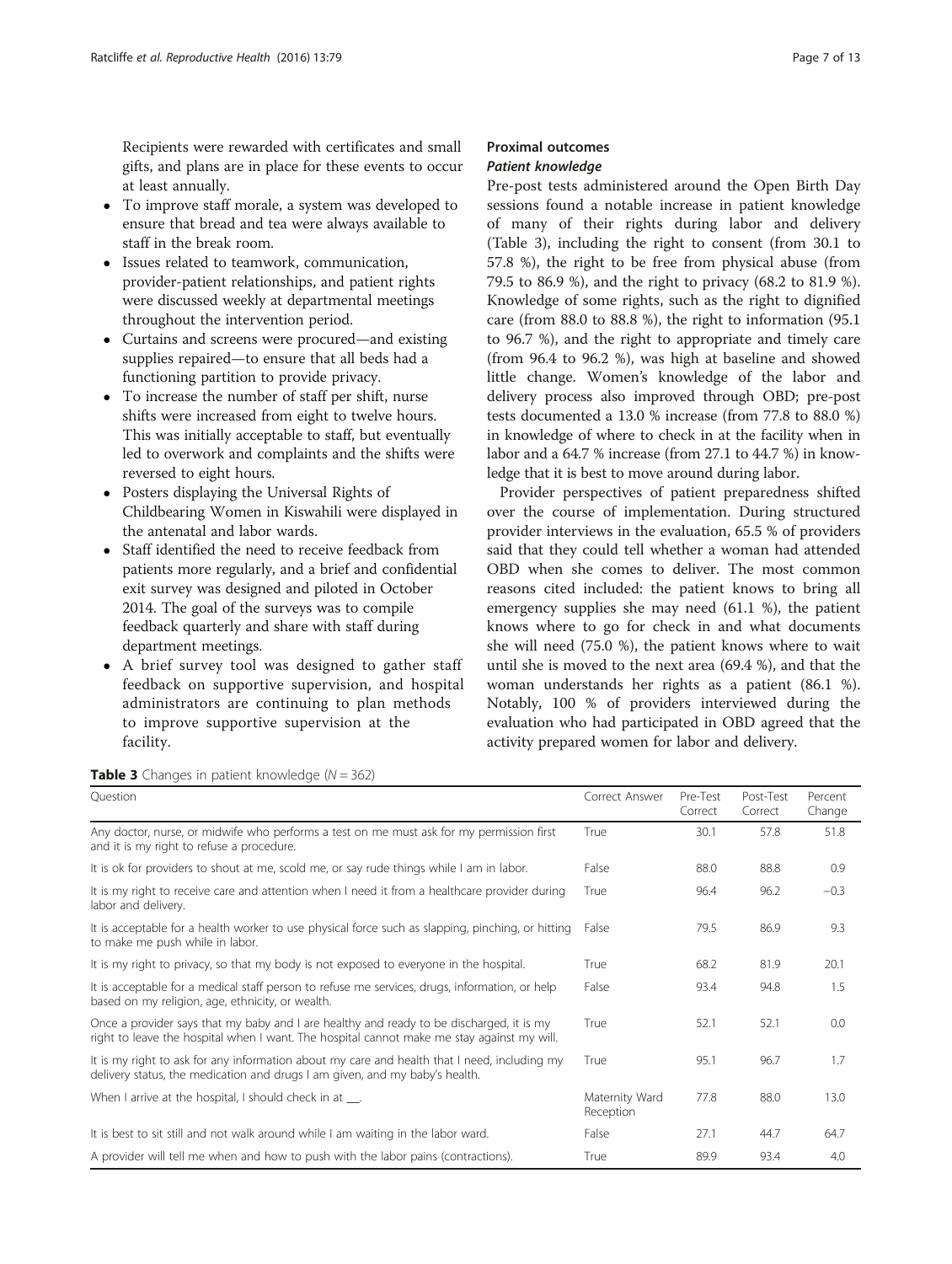Recipients were rewarded with certificates and small gifts, and plans are in place for these events to occur at least annually.

- To improve staff morale, a system was developed to ensure that bread and tea were always available to staff in the break room.
- Issues related to teamwork, communication, provider-patient relationships, and patient rights were discussed weekly at departmental meetings throughout the intervention period.
- Curtains and screens were procured—and existing supplies repaired—to ensure that all beds had a functioning partition to provide privacy.
- To increase the number of staff per shift, nurse shifts were increased from eight to twelve hours. This was initially acceptable to staff, but eventually led to overwork and complaints and the shifts were reversed to eight hours.
- Posters displaying the Universal Rights of Childbearing Women in Kiswahili were displayed in the antenatal and labor wards.
- Staff identified the need to receive feedback from patients more regularly, and a brief and confidential exit survey was designed and piloted in October 2014. The goal of the surveys was to compile feedback quarterly and share with staff during department meetings.
- A brief survey tool was designed to gather staff feedback on supportive supervision, and hospital administrators are continuing to plan methods to improve supportive supervision at the facility.

## Proximal outcomes

### *Patient knowledge*

Pre-post tests administered around the Open Birth Day sessions found a notable increase in patient knowledge of many of their rights during labor and delivery (Table 3), including the right to consent (from 30.1 to 57.8 %), the right to be free from physical abuse (from 79.5 to 86.9 %), and the right to privacy (68.2 to 81.9 %). Knowledge of some rights, such as the right to dignified care (from 88.0 to 88.8 %), the right to information (95.1 to 96.7 %), and the right to appropriate and timely care (from 96.4 to 96.2 %), was high at baseline and showed little change. Women's knowledge of the labor and delivery process also improved through OBD; pre-post tests documented a 13.0 % increase (from 77.8 to 88.0 %) in knowledge of where to check in at the facility when in labor and a 64.7 % increase (from 27.1 to 44.7 %) in knowledge that it is best to move around during labor.

Provider perspectives of patient preparedness shifted over the course of implementation. During structured provider interviews in the evaluation, 65.5 % of providers said that they could tell whether a woman had attended OBD when she comes to deliver. The most common reasons cited included: the patient knows to bring all emergency supplies she may need (61.1 %), the patient knows where to go for check in and what documents she will need (75.0 %), the patient knows where to wait until she is moved to the next area (69.4 %), and that the woman understands her rights as a patient (86.1 %). Notably, 100 % of providers interviewed during the evaluation who had participated in OBD agreed that the activity prepared women for labor and delivery.

**Table 3** Changes in patient knowledge ($N = 362$)

| Question | Correct Answer | Pre-Test Correct | Post-Test Correct | Percent Change |
|---|---|---|---|---|
| Any doctor, nurse, or midwife who performs a test on me must ask for my permission first and it is my right to refuse a procedure. | True | 30.1 | 57.8 | 51.8 |
| It is ok for providers to shout at me, scold me, or say rude things while I am in labor. | False | 88.0 | 88.8 | 0.9 |
| It is my right to receive care and attention when I need it from a healthcare provider during labor and delivery. | True | 96.4 | 96.2 | −0.3 |
| It is acceptable for a health worker to use physical force such as slapping, pinching, or hitting to make me push while in labor. | False | 79.5 | 86.9 | 9.3 |
| It is my right to privacy, so that my body is not exposed to everyone in the hospital. | True | 68.2 | 81.9 | 20.1 |
| It is acceptable for a medical staff person to refuse me services, drugs, information, or help based on my religion, age, ethnicity, or wealth. | False | 93.4 | 94.8 | 1.5 |
| Once a provider says that my baby and I are healthy and ready to be discharged, it is my right to leave the hospital when I want. The hospital cannot make me stay against my will. | True | 52.1 | 52.1 | 0.0 |
| It is my right to ask for any information about my care and health that I need, including my delivery status, the medication and drugs I am given, and my baby's health. | True | 95.1 | 96.7 | 1.7 |
| When I arrive at the hospital, I should check in at __. | Maternity Ward Reception | 77.8 | 88.0 | 13.0 |
| It is best to sit still and not walk around while I am waiting in the labor ward. | False | 27.1 | 44.7 | 64.7 |
| A provider will tell me when and how to push with the labor pains (contractions). | True | 89.9 | 93.4 | 4.0 |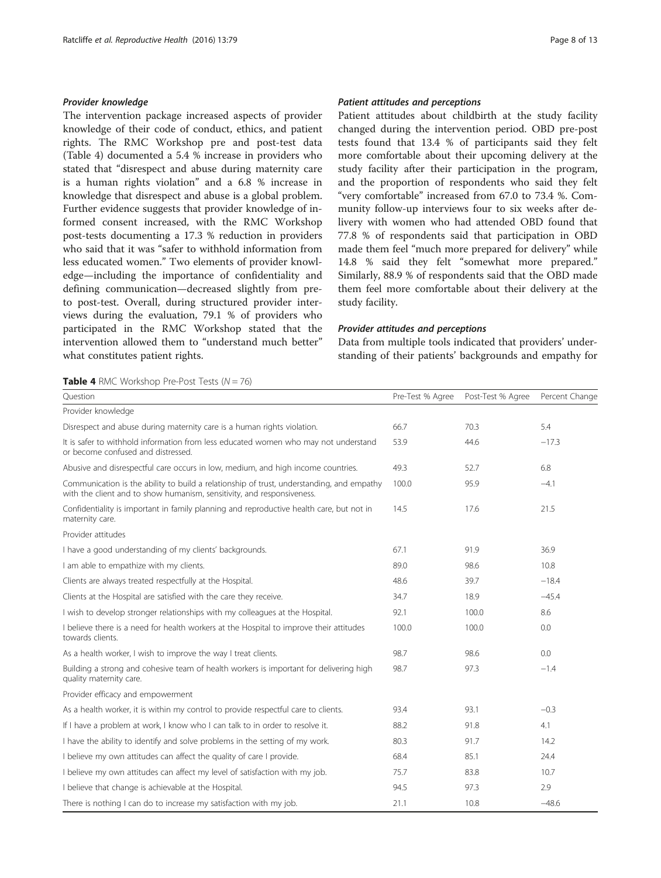#### Provider knowledge

The intervention package increased aspects of provider knowledge of their code of conduct, ethics, and patient rights. The RMC Workshop pre and post-test data (Table 4) documented a 5.4 % increase in providers who stated that "disrespect and abuse during maternity care is a human rights violation" and a 6.8 % increase in knowledge that disrespect and abuse is a global problem. Further evidence suggests that provider knowledge of informed consent increased, with the RMC Workshop post-tests documenting a 17.3 % reduction in providers who said that it was "safer to withhold information from less educated women." Two elements of provider knowledge—including the importance of confidentiality and defining communication—decreased slightly from pre- to post-test. Overall, during structured provider interviews during the evaluation, 79.1 % of providers who participated in the RMC Workshop stated that the intervention allowed them to "understand much better" what constitutes patient rights.

#### Patient attitudes and perceptions

Patient attitudes about childbirth at the study facility changed during the intervention period. OBD pre-post tests found that 13.4 % of participants said they felt more comfortable about their upcoming delivery at the study facility after their participation in the program, and the proportion of respondents who said they felt "very comfortable" increased from 67.0 to 73.4 %. Community follow-up interviews four to six weeks after delivery with women who had attended OBD found that 77.8 % of respondents said that participation in OBD made them feel "much more prepared for delivery" while 14.8 % said they felt "somewhat more prepared." Similarly, 88.9 % of respondents said that the OBD made them feel more comfortable about their delivery at the study facility.

#### Provider attitudes and perceptions

Data from multiple tools indicated that providers' understanding of their patients' backgrounds and empathy for

**Table 4** RMC Workshop Pre-Post Tests ($N = 76$)

| Question | Pre-Test % Agree | Post-Test % Agree | Percent Change |
|---|---|---|---|
| Provider knowledge | | | |
| Disrespect and abuse during maternity care is a human rights violation. | 66.7 | 70.3 | 5.4 |
| It is safer to withhold information from less educated women who may not understand or become confused and distressed. | 53.9 | 44.6 | −17.3 |
| Abusive and disrespectful care occurs in low, medium, and high income countries. | 49.3 | 52.7 | 6.8 |
| Communication is the ability to build a relationship of trust, understanding, and empathy with the client and to show humanism, sensitivity, and responsiveness. | 100.0 | 95.9 | −4.1 |
| Confidentiality is important in family planning and reproductive health care, but not in maternity care. | 14.5 | 17.6 | 21.5 |
| Provider attitudes | | | |
| I have a good understanding of my clients' backgrounds. | 67.1 | 91.9 | 36.9 |
| I am able to empathize with my clients. | 89.0 | 98.6 | 10.8 |
| Clients are always treated respectfully at the Hospital. | 48.6 | 39.7 | −18.4 |
| Clients at the Hospital are satisfied with the care they receive. | 34.7 | 18.9 | −45.4 |
| I wish to develop stronger relationships with my colleagues at the Hospital. | 92.1 | 100.0 | 8.6 |
| I believe there is a need for health workers at the Hospital to improve their attitudes towards clients. | 100.0 | 100.0 | 0.0 |
| As a health worker, I wish to improve the way I treat clients. | 98.7 | 98.6 | 0.0 |
| Building a strong and cohesive team of health workers is important for delivering high quality maternity care. | 98.7 | 97.3 | −1.4 |
| Provider efficacy and empowerment | | | |
| As a health worker, it is within my control to provide respectful care to clients. | 93.4 | 93.1 | −0.3 |
| If I have a problem at work, I know who I can talk to in order to resolve it. | 88.2 | 91.8 | 4.1 |
| I have the ability to identify and solve problems in the setting of my work. | 80.3 | 91.7 | 14.2 |
| I believe my own attitudes can affect the quality of care I provide. | 68.4 | 85.1 | 24.4 |
| I believe my own attitudes can affect my level of satisfaction with my job. | 75.7 | 83.8 | 10.7 |
| I believe that change is achievable at the Hospital. | 94.5 | 97.3 | 2.9 |
| There is nothing I can do to increase my satisfaction with my job. | 21.1 | 10.8 | −48.6 |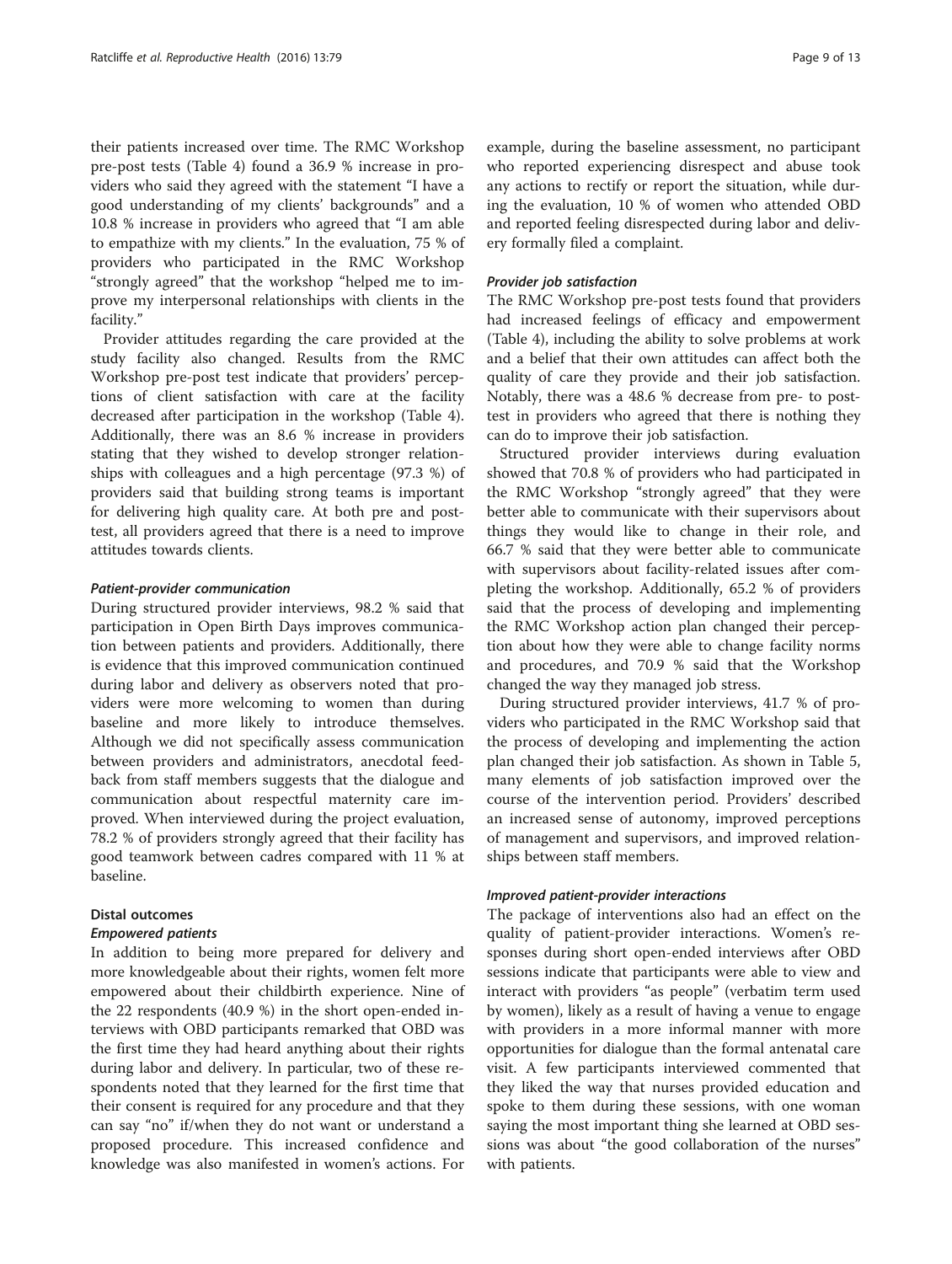their patients increased over time. The RMC Workshop pre-post tests (Table 4) found a 36.9 % increase in providers who said they agreed with the statement "I have a good understanding of my clients' backgrounds" and a 10.8 % increase in providers who agreed that "I am able to empathize with my clients." In the evaluation, 75 % of providers who participated in the RMC Workshop "strongly agreed" that the workshop "helped me to improve my interpersonal relationships with clients in the facility."

Provider attitudes regarding the care provided at the study facility also changed. Results from the RMC Workshop pre-post test indicate that providers' perceptions of client satisfaction with care at the facility decreased after participation in the workshop (Table 4). Additionally, there was an 8.6 % increase in providers stating that they wished to develop stronger relationships with colleagues and a high percentage (97.3 %) of providers said that building strong teams is important for delivering high quality care. At both pre and post-test, all providers agreed that there is a need to improve attitudes towards clients.

#### *Patient-provider communication*

During structured provider interviews, 98.2 % said that participation in Open Birth Days improves communication between patients and providers. Additionally, there is evidence that this improved communication continued during labor and delivery as observers noted that providers were more welcoming to women than during baseline and more likely to introduce themselves. Although we did not specifically assess communication between providers and administrators, anecdotal feedback from staff members suggests that the dialogue and communication about respectful maternity care improved. When interviewed during the project evaluation, 78.2 % of providers strongly agreed that their facility has good teamwork between cadres compared with 11 % at baseline.

### Distal outcomes

#### *Empowered patients*

In addition to being more prepared for delivery and more knowledgeable about their rights, women felt more empowered about their childbirth experience. Nine of the 22 respondents (40.9 %) in the short open-ended interviews with OBD participants remarked that OBD was the first time they had heard anything about their rights during labor and delivery. In particular, two of these respondents noted that they learned for the first time that their consent is required for any procedure and that they can say "no" if/when they do not want or understand a proposed procedure. This increased confidence and knowledge was also manifested in women's actions. For example, during the baseline assessment, no participant who reported experiencing disrespect and abuse took any actions to rectify or report the situation, while during the evaluation, 10 % of women who attended OBD and reported feeling disrespected during labor and delivery formally filed a complaint.

#### *Provider job satisfaction*

The RMC Workshop pre-post tests found that providers had increased feelings of efficacy and empowerment (Table 4), including the ability to solve problems at work and a belief that their own attitudes can affect both the quality of care they provide and their job satisfaction. Notably, there was a 48.6 % decrease from pre- to post-test in providers who agreed that there is nothing they can do to improve their job satisfaction.

Structured provider interviews during evaluation showed that 70.8 % of providers who had participated in the RMC Workshop "strongly agreed" that they were better able to communicate with their supervisors about things they would like to change in their role, and 66.7 % said that they were better able to communicate with supervisors about facility-related issues after completing the workshop. Additionally, 65.2 % of providers said that the process of developing and implementing the RMC Workshop action plan changed their perception about how they were able to change facility norms and procedures, and 70.9 % said that the Workshop changed the way they managed job stress.

During structured provider interviews, 41.7 % of providers who participated in the RMC Workshop said that the process of developing and implementing the action plan changed their job satisfaction. As shown in Table 5, many elements of job satisfaction improved over the course of the intervention period. Providers' described an increased sense of autonomy, improved perceptions of management and supervisors, and improved relationships between staff members.

#### *Improved patient-provider interactions*

The package of interventions also had an effect on the quality of patient-provider interactions. Women's responses during short open-ended interviews after OBD sessions indicate that participants were able to view and interact with providers "as people" (verbatim term used by women), likely as a result of having a venue to engage with providers in a more informal manner with more opportunities for dialogue than the formal antenatal care visit. A few participants interviewed commented that they liked the way that nurses provided education and spoke to them during these sessions, with one woman saying the most important thing she learned at OBD sessions was about "the good collaboration of the nurses" with patients.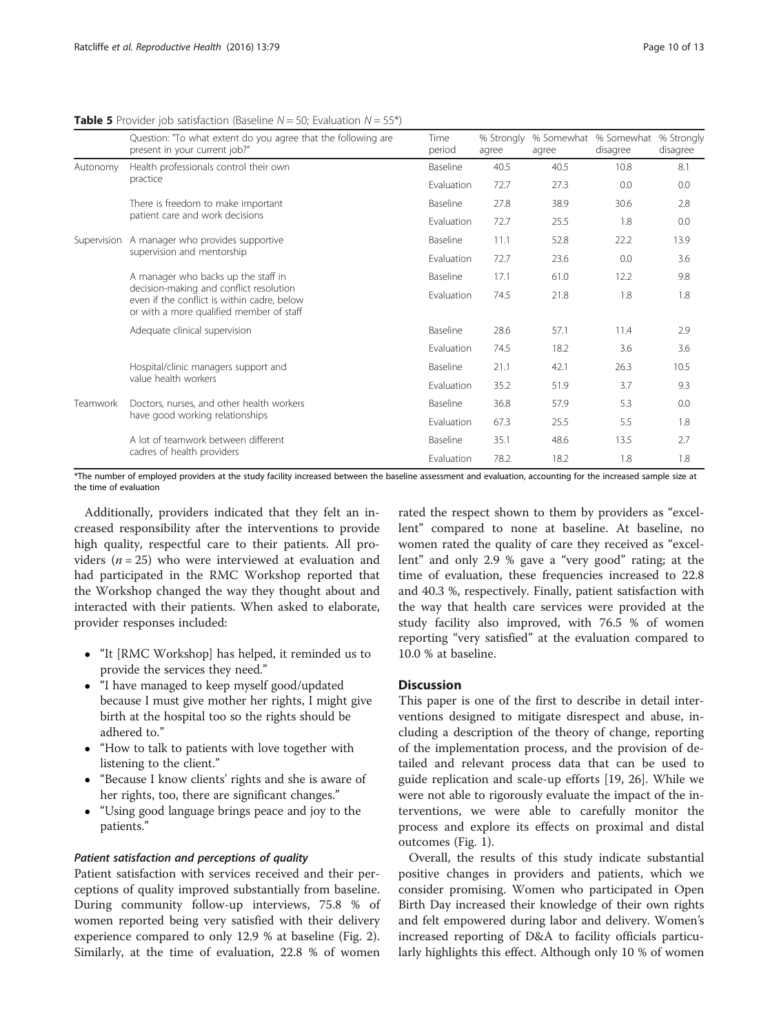**Table 5** Provider job satisfaction (Baseline $N = 50$; Evaluation $N = 55$*)

| | Question: "To what extent do you agree that the following are present in your current job?" | Time period | % Strongly agree | % Somewhat agree | % Somewhat disagree | % Strongly disagree |
|---|---|---|---|---|---|---|
| Autonomy | Health professionals control their own practice | Baseline | 40.5 | 40.5 | 10.8 | 8.1 |
| | | Evaluation | 72.7 | 27.3 | 0.0 | 0.0 |
| | There is freedom to make important patient care and work decisions | Baseline | 27.8 | 38.9 | 30.6 | 2.8 |
| | | Evaluation | 72.7 | 25.5 | 1.8 | 0.0 |
| Supervision | A manager who provides supportive supervision and mentorship | Baseline | 11.1 | 52.8 | 22.2 | 13.9 |
| | | Evaluation | 72.7 | 23.6 | 0.0 | 3.6 |
| | A manager who backs up the staff in decision-making and conflict resolution even if the conflict is within cadre, below or with a more qualified member of staff | Baseline | 17.1 | 61.0 | 12.2 | 9.8 |
| | | Evaluation | 74.5 | 21.8 | 1.8 | 1.8 |
| | Adequate clinical supervision | Baseline | 28.6 | 57.1 | 11.4 | 2.9 |
| | | Evaluation | 74.5 | 18.2 | 3.6 | 3.6 |
| | Hospital/clinic managers support and value health workers | Baseline | 21.1 | 42.1 | 26.3 | 10.5 |
| | | Evaluation | 35.2 | 51.9 | 3.7 | 9.3 |
| Teamwork | Doctors, nurses, and other health workers have good working relationships | Baseline | 36.8 | 57.9 | 5.3 | 0.0 |
| | | Evaluation | 67.3 | 25.5 | 5.5 | 1.8 |
| | A lot of teamwork between different cadres of health providers | Baseline | 35.1 | 48.6 | 13.5 | 2.7 |
| | | Evaluation | 78.2 | 18.2 | 1.8 | 1.8 |

*The number of employed providers at the study facility increased between the baseline assessment and evaluation, accounting for the increased sample size at the time of evaluation

Additionally, providers indicated that they felt an increased responsibility after the interventions to provide high quality, respectful care to their patients. All providers ($n = 25$) who were interviewed at evaluation and had participated in the RMC Workshop reported that the Workshop changed the way they thought about and interacted with their patients. When asked to elaborate, provider responses included:

- "It [RMC Workshop] has helped, it reminded us to provide the services they need."
- "I have managed to keep myself good/updated because I must give mother her rights, I might give birth at the hospital too so the rights should be adhered to."
- "How to talk to patients with love together with listening to the client."
- "Because I know clients' rights and she is aware of her rights, too, there are significant changes."
- "Using good language brings peace and joy to the patients."

#### *Patient satisfaction and perceptions of quality*

Patient satisfaction with services received and their perceptions of quality improved substantially from baseline. During community follow-up interviews, 75.8 % of women reported being very satisfied with their delivery experience compared to only 12.9 % at baseline (Fig. 2). Similarly, at the time of evaluation, 22.8 % of women rated the respect shown to them by providers as "excellent" compared to none at baseline. At baseline, no women rated the quality of care they received as "excellent" and only 2.9 % gave a "very good" rating; at the time of evaluation, these frequencies increased to 22.8 and 40.3 %, respectively. Finally, patient satisfaction with the way that health care services were provided at the study facility also improved, with 76.5 % of women reporting "very satisfied" at the evaluation compared to 10.0 % at baseline.

## Discussion

This paper is one of the first to describe in detail interventions designed to mitigate disrespect and abuse, including a description of the theory of change, reporting of the implementation process, and the provision of detailed and relevant process data that can be used to guide replication and scale-up efforts [19, 26]. While we were not able to rigorously evaluate the impact of the interventions, we were able to carefully monitor the process and explore its effects on proximal and distal outcomes (Fig. 1).

Overall, the results of this study indicate substantial positive changes in providers and patients, which we consider promising. Women who participated in Open Birth Day increased their knowledge of their own rights and felt empowered during labor and delivery. Women's increased reporting of D&A to facility officials particularly highlights this effect. Although only 10 % of women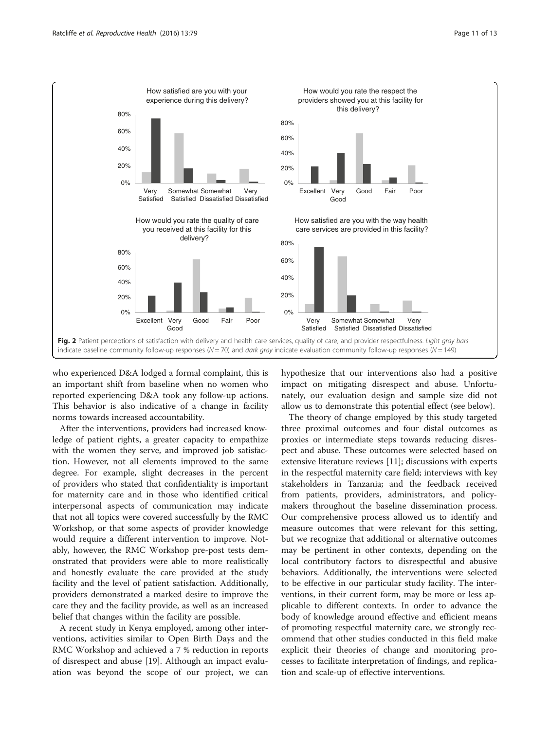How satisfied are you with your experience during this delivery?

80%
60%
40%
20%
0%

Very Satisfied
Somewhat Satisfied
Somewhat Dissatisfied
Very Dissatisfied

How would you rate the respect the providers showed you at this facility for this delivery?

80%
60%
40%
20%
0%

Excellent
Very Good
Good
Fair
Poor

How would you rate the quality of care you received at this facility for this delivery?

80%
60%
40%
20%
0%

Excellent
Very Good
Good
Fair
Poor

How satisfied are you with the way health care services are provided in this facility?

80%
60%
40%
20%
0%

Very Satisfied
Somewhat Satisfied
Somewhat Dissatisfied
Very Dissatisfied

**Fig. 2** Patient perceptions of satisfaction with delivery and health care services, quality of care, and provider respectfulness. *Light gray bars* indicate baseline community follow-up responses ($N = 70$) and *dark gray* indicate evaluation community follow-up responses ($N = 149$)

who experienced D&A lodged a formal complaint, this is an important shift from baseline when no women who reported experiencing D&A took any follow-up actions. This behavior is also indicative of a change in facility norms towards increased accountability.

After the interventions, providers had increased knowledge of patient rights, a greater capacity to empathize with the women they serve, and improved job satisfaction. However, not all elements improved to the same degree. For example, slight decreases in the percent of providers who stated that confidentiality is important for maternity care and in those who identified critical interpersonal aspects of communication may indicate that not all topics were covered successfully by the RMC Workshop, or that some aspects of provider knowledge would require a different intervention to improve. Notably, however, the RMC Workshop pre-post tests demonstrated that providers were able to more realistically and honestly evaluate the care provided at the study facility and the level of patient satisfaction. Additionally, providers demonstrated a marked desire to improve the care they and the facility provide, as well as an increased belief that changes within the facility are possible.

A recent study in Kenya employed, among other interventions, activities similar to Open Birth Days and the RMC Workshop and achieved a 7 % reduction in reports of disrespect and abuse [19]. Although an impact evaluation was beyond the scope of our project, we can hypothesize that our interventions also had a positive impact on mitigating disrespect and abuse. Unfortunately, our evaluation design and sample size did not allow us to demonstrate this potential effect (see below).

The theory of change employed by this study targeted three proximal outcomes and four distal outcomes as proxies or intermediate steps towards reducing disrespect and abuse. These outcomes were selected based on extensive literature reviews [11]; discussions with experts in the respectful maternity care field; interviews with key stakeholders in Tanzania; and the feedback received from patients, providers, administrators, and policymakers throughout the baseline dissemination process. Our comprehensive process allowed us to identify and measure outcomes that were relevant for this setting, but we recognize that additional or alternative outcomes may be pertinent in other contexts, depending on the local contributory factors to disrespectful and abusive behaviors. Additionally, the interventions were selected to be effective in our particular study facility. The interventions, in their current form, may be more or less applicable to different contexts. In order to advance the body of knowledge around effective and efficient means of promoting respectful maternity care, we strongly recommend that other studies conducted in this field make explicit their theories of change and monitoring processes to facilitate interpretation of findings, and replication and scale-up of effective interventions.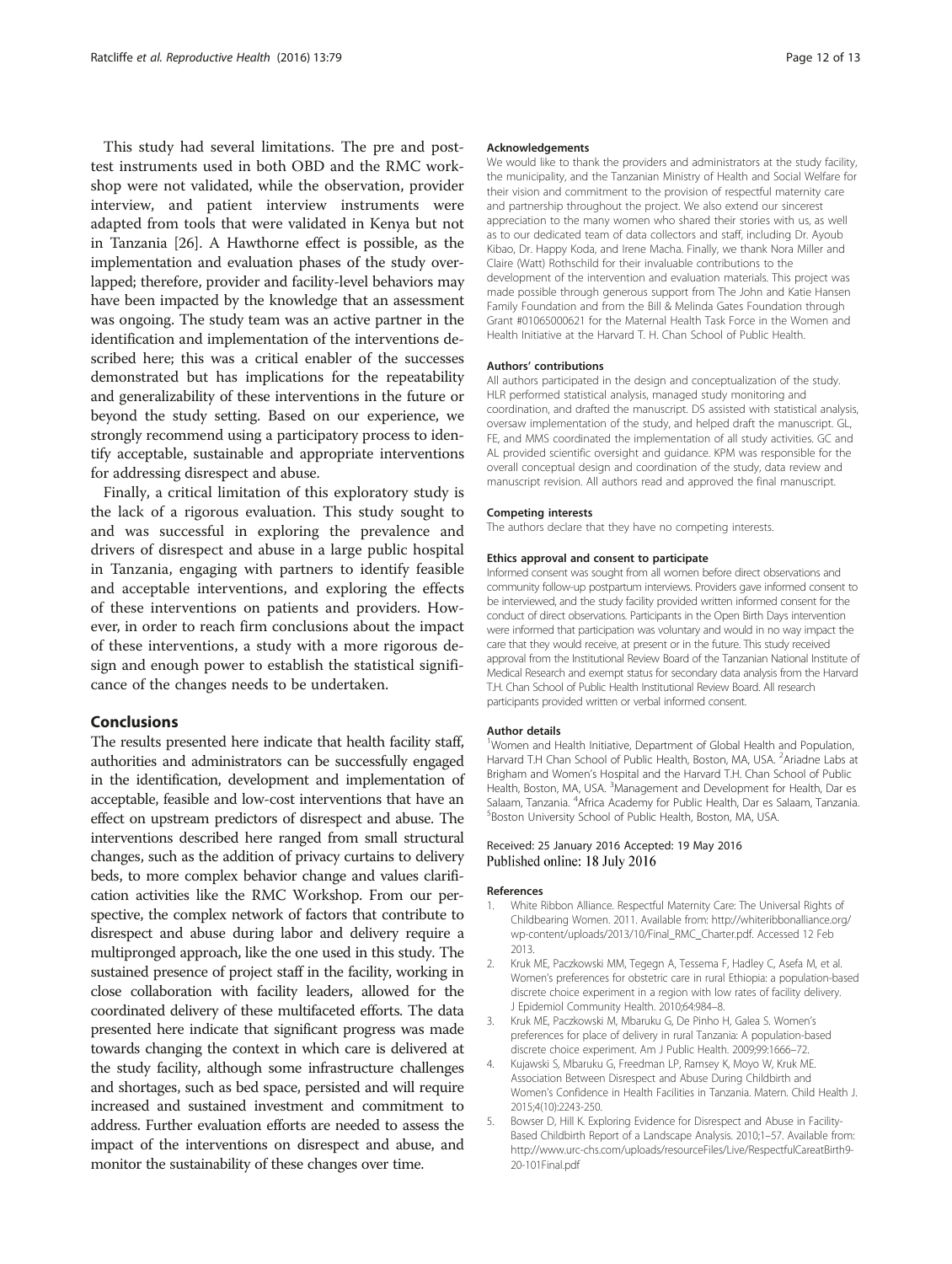This study had several limitations. The pre and post-test instruments used in both OBD and the RMC workshop were not validated, while the observation, provider interview, and patient interview instruments were adapted from tools that were validated in Kenya but not in Tanzania [26]. A Hawthorne effect is possible, as the implementation and evaluation phases of the study overlapped; therefore, provider and facility-level behaviors may have been impacted by the knowledge that an assessment was ongoing. The study team was an active partner in the identification and implementation of the interventions described here; this was a critical enabler of the successes demonstrated but has implications for the repeatability and generalizability of these interventions in the future or beyond the study setting. Based on our experience, we strongly recommend using a participatory process to identify acceptable, sustainable and appropriate interventions for addressing disrespect and abuse.

Finally, a critical limitation of this exploratory study is the lack of a rigorous evaluation. This study sought to and was successful in exploring the prevalence and drivers of disrespect and abuse in a large public hospital in Tanzania, engaging with partners to identify feasible and acceptable interventions, and exploring the effects of these interventions on patients and providers. However, in order to reach firm conclusions about the impact of these interventions, a study with a more rigorous design and enough power to establish the statistical significance of the changes needs to be undertaken.

## Conclusions

The results presented here indicate that health facility staff, authorities and administrators can be successfully engaged in the identification, development and implementation of acceptable, feasible and low-cost interventions that have an effect on upstream predictors of disrespect and abuse. The interventions described here ranged from small structural changes, such as the addition of privacy curtains to delivery beds, to more complex behavior change and values clarification activities like the RMC Workshop. From our perspective, the complex network of factors that contribute to disrespect and abuse during labor and delivery require a multipronged approach, like the one used in this study. The sustained presence of project staff in the facility, working in close collaboration with facility leaders, allowed for the coordinated delivery of these multifaceted efforts. The data presented here indicate that significant progress was made towards changing the context in which care is delivered at the study facility, although some infrastructure challenges and shortages, such as bed space, persisted and will require increased and sustained investment and commitment to address. Further evaluation efforts are needed to assess the impact of the interventions on disrespect and abuse, and monitor the sustainability of these changes over time.

#### Acknowledgements

We would like to thank the providers and administrators at the study facility, the municipality, and the Tanzanian Ministry of Health and Social Welfare for their vision and commitment to the provision of respectful maternity care and partnership throughout the project. We also extend our sincerest appreciation to the many women who shared their stories with us, as well as to our dedicated team of data collectors and staff, including Dr. Ayoub Kibao, Dr. Happy Koda, and Irene Macha. Finally, we thank Nora Miller and Claire (Watt) Rothschild for their invaluable contributions to the development of the intervention and evaluation materials. This project was made possible through generous support from The John and Katie Hansen Family Foundation and from the Bill & Melinda Gates Foundation through Grant #01065000621 for the Maternal Health Task Force in the Women and Health Initiative at the Harvard T. H. Chan School of Public Health.

#### Authors' contributions

All authors participated in the design and conceptualization of the study. HLR performed statistical analysis, managed study monitoring and coordination, and drafted the manuscript. DS assisted with statistical analysis, oversaw implementation of the study, and helped draft the manuscript. GL, FE, and MMS coordinated the implementation of all study activities. GC and AL provided scientific oversight and guidance. KPM was responsible for the overall conceptual design and coordination of the study, data review and manuscript revision. All authors read and approved the final manuscript.

#### Competing interests

The authors declare that they have no competing interests.

#### Ethics approval and consent to participate

Informed consent was sought from all women before direct observations and community follow-up postpartum interviews. Providers gave informed consent to be interviewed, and the study facility provided written informed consent for the conduct of direct observations. Participants in the Open Birth Days intervention were informed that participation was voluntary and would in no way impact the care that they would receive, at present or in the future. This study received approval from the Institutional Review Board of the Tanzanian National Institute of Medical Research and exempt status for secondary data analysis from the Harvard T.H. Chan School of Public Health Institutional Review Board. All research participants provided written or verbal informed consent.

#### Author details

[1]Women and Health Initiative, Department of Global Health and Population, Harvard T.H Chan School of Public Health, Boston, MA, USA. [2]Ariadne Labs at Brigham and Women's Hospital and the Harvard T.H. Chan School of Public Health, Boston, MA, USA. [3]Management and Development for Health, Dar es Salaam, Tanzania. [4]Africa Academy for Public Health, Dar es Salaam, Tanzania. [5]Boston University School of Public Health, Boston, MA, USA.

Received: 25 January 2016 Accepted: 19 May 2016
Published online: 18 July 2016

#### References

1. White Ribbon Alliance. Respectful Maternity Care: The Universal Rights of Childbearing Women. 2011. Available from: http://whiteribbonalliance.org/wp-content/uploads/2013/10/Final_RMC_Charter.pdf. Accessed 12 Feb 2013.
2. Kruk ME, Paczkowski MM, Tegegn A, Tessema F, Hadley C, Asefa M, et al. Women's preferences for obstetric care in rural Ethiopia: a population-based discrete choice experiment in a region with low rates of facility delivery. J Epidemiol Community Health. 2010;64:984–8.
3. Kruk ME, Paczkowski M, Mbaruku G, De Pinho H, Galea S. Women's preferences for place of delivery in rural Tanzania: A population-based discrete choice experiment. Am J Public Health. 2009;99:1666–72.
4. Kujawski S, Mbaruku G, Freedman LP, Ramsey K, Moyo W, Kruk ME. Association Between Disrespect and Abuse During Childbirth and Women's Confidence in Health Facilities in Tanzania. Matern. Child Health J. 2015;4(10):2243-250.
5. Bowser D, Hill K. Exploring Evidence for Disrespect and Abuse in Facility-Based Childbirth Report of a Landscape Analysis. 2010;1–57. Available from: http://www.urc-chs.com/uploads/resourceFiles/Live/RespectfulCareatBirth9-20-101Final.pdf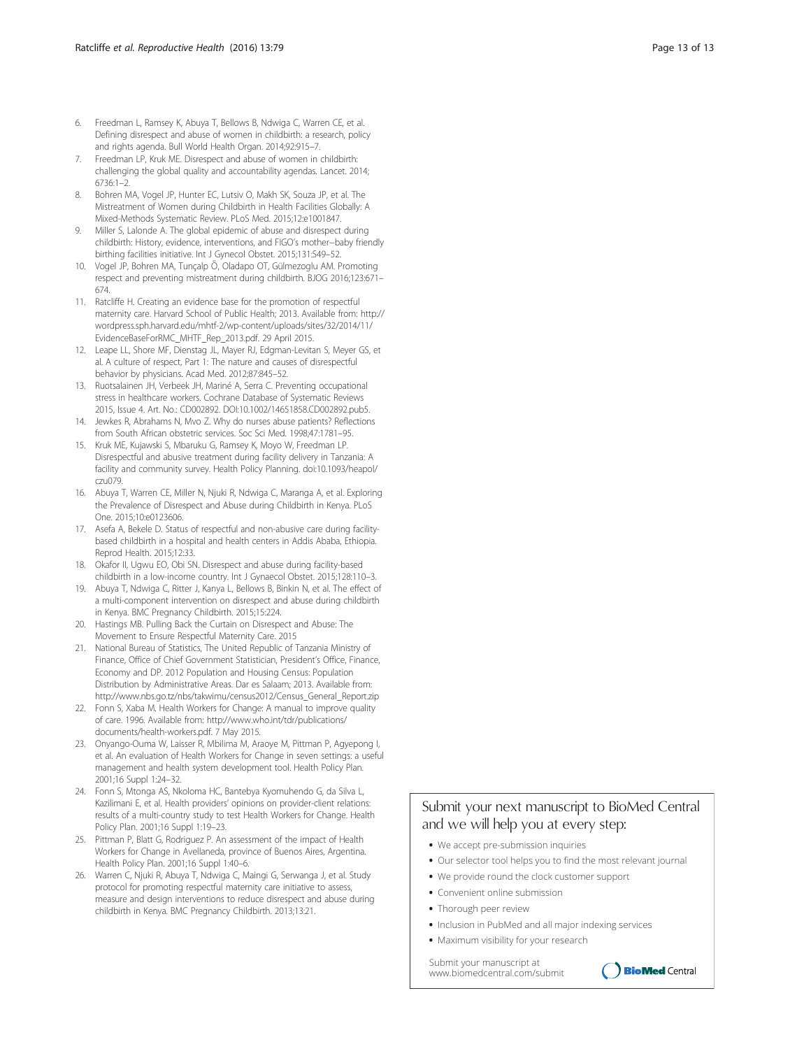6. Freedman L, Ramsey K, Abuya T, Bellows B, Ndwiga C, Warren CE, et al. Defining disrespect and abuse of women in childbirth: a research, policy and rights agenda. Bull World Health Organ. 2014;92:915–7.
7. Freedman LP, Kruk ME. Disrespect and abuse of women in childbirth: challenging the global quality and accountability agendas. Lancet. 2014; 6736:1–2.
8. Bohren MA, Vogel JP, Hunter EC, Lutsiv O, Makh SK, Souza JP, et al. The Mistreatment of Women during Childbirth in Health Facilities Globally: A Mixed-Methods Systematic Review. PLoS Med. 2015;12:e1001847.
9. Miller S, Lalonde A. The global epidemic of abuse and disrespect during childbirth: History, evidence, interventions, and FIGO's mother–baby friendly birthing facilities initiative. Int J Gynecol Obstet. 2015;131:S49–52.
10. Vogel JP, Bohren MA, Tunçalp Ö, Oladapo OT, Gülmezoglu AM. Promoting respect and preventing mistreatment during childbirth. BJOG 2016;123:671–674.
11. Ratcliffe H. Creating an evidence base for the promotion of respectful maternity care. Harvard School of Public Health; 2013. Available from: http://wordpress.sph.harvard.edu/mhtf-2/wp-content/uploads/sites/32/2014/11/EvidenceBaseForRMC_MHTF_Rep_2013.pdf. 29 April 2015.
12. Leape LL, Shore MF, Dienstag JL, Mayer RJ, Edgman-Levitan S, Meyer GS, et al. A culture of respect, Part 1: The nature and causes of disrespectful behavior by physicians. Acad Med. 2012;87:845–52.
13. Ruotsalainen JH, Verbeek JH, Mariné A, Serra C. Preventing occupational stress in healthcare workers. Cochrane Database of Systematic Reviews 2015, Issue 4. Art. No.: CD002892. DOI:10.1002/14651858.CD002892.pub5.
14. Jewkes R, Abrahams N, Mvo Z. Why do nurses abuse patients? Reflections from South African obstetric services. Soc Sci Med. 1998;47:1781–95.
15. Kruk ME, Kujawski S, Mbaruku G, Ramsey K, Moyo W, Freedman LP. Disrespectful and abusive treatment during facility delivery in Tanzania: A facility and community survey. Health Policy Planning. doi:10.1093/heapol/czu079.
16. Abuya T, Warren CE, Miller N, Njuki R, Ndwiga C, Maranga A, et al. Exploring the Prevalence of Disrespect and Abuse during Childbirth in Kenya. PLoS One. 2015;10:e0123606.
17. Asefa A, Bekele D. Status of respectful and non-abusive care during facility-based childbirth in a hospital and health centers in Addis Ababa, Ethiopia. Reprod Health. 2015;12:33.
18. Okafor II, Ugwu EO, Obi SN. Disrespect and abuse during facility-based childbirth in a low-income country. Int J Gynaecol Obstet. 2015;128:110–3.
19. Abuya T, Ndwiga C, Ritter J, Kanya L, Bellows B, Binkin N, et al. The effect of a multi-component intervention on disrespect and abuse during childbirth in Kenya. BMC Pregnancy Childbirth. 2015;15:224.
20. Hastings MB. Pulling Back the Curtain on Disrespect and Abuse: The Movement to Ensure Respectful Maternity Care. 2015
21. National Bureau of Statistics, The United Republic of Tanzania Ministry of Finance, Office of Chief Government Statistician, President's Office, Finance, Economy and DP. 2012 Population and Housing Census: Population Distribution by Administrative Areas. Dar es Salaam; 2013. Available from: http://www.nbs.go.tz/nbs/takwimu/census2012/Census_General_Report.zip
22. Fonn S, Xaba M. Health Workers for Change: A manual to improve quality of care. 1996. Available from: http://www.who.int/tdr/publications/documents/health-workers.pdf. 7 May 2015.
23. Onyango-Ouma W, Laisser R, Mbilima M, Araoye M, Pittman P, Agyepong I, et al. An evaluation of Health Workers for Change in seven settings: a useful management and health system development tool. Health Policy Plan. 2001;16 Suppl 1:24–32.
24. Fonn S, Mtonga AS, Nkoloma HC, Bantebya Kyomuhendo G, da Silva L, Kazilimani E, et al. Health providers' opinions on provider-client relations: results of a multi-country study to test Health Workers for Change. Health Policy Plan. 2001;16 Suppl 1:19–23.
25. Pittman P, Blatt G, Rodriguez P. An assessment of the impact of Health Workers for Change in Avellaneda, province of Buenos Aires, Argentina. Health Policy Plan. 2001;16 Suppl 1:40–6.
26. Warren C, Njuki R, Abuya T, Ndwiga C, Maingi G, Serwanga J, et al. Study protocol for promoting respectful maternity care initiative to assess, measure and design interventions to reduce disrespect and abuse during childbirth in Kenya. BMC Pregnancy Childbirth. 2013;13:21.

Submit your next manuscript to BioMed Central and we will help you at every step:

- We accept pre-submission inquiries
- Our selector tool helps you to find the most relevant journal
- We provide round the clock customer support
- Convenient online submission
- Thorough peer review
- Inclusion in PubMed and all major indexing services
- Maximum visibility for your research

Submit your manuscript at www.biomedcentral.com/submit

BioMed Central